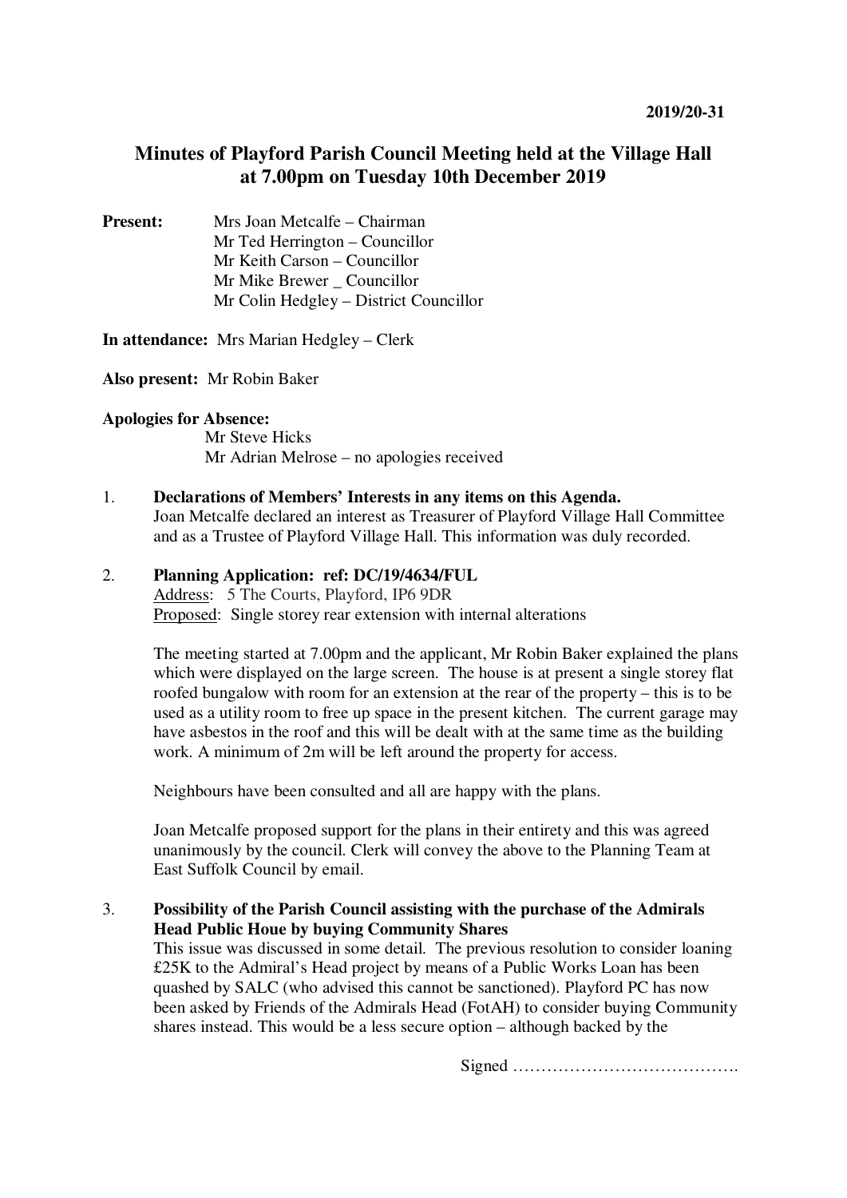2019/20-31

# Minutes of Playford Parish Council Meeting held at the Village Hall at 7.00pm on Tuesday 10th December 2019

**Present:** Mrs Joan Metcalfe – Chairman
Mr Ted Herrington – Councillor
Mr Keith Carson – Councillor
Mr Mike Brewer _ Councillor
Mr Colin Hedgley – District Councillor

**In attendance:** Mrs Marian Hedgley – Clerk

**Also present:** Mr Robin Baker

**Apologies for Absence:**
Mr Steve Hicks
Mr Adrian Melrose – no apologies received

1. **Declarations of Members' Interests in any items on this Agenda.**
   Joan Metcalfe declared an interest as Treasurer of Playford Village Hall Committee and as a Trustee of Playford Village Hall. This information was duly recorded.

2. **Planning Application: ref: DC/19/4634/FUL**
   Address: 5 The Courts, Playford, IP6 9DR
   Proposed: Single storey rear extension with internal alterations

   The meeting started at 7.00pm and the applicant, Mr Robin Baker explained the plans which were displayed on the large screen. The house is at present a single storey flat roofed bungalow with room for an extension at the rear of the property – this is to be used as a utility room to free up space in the present kitchen. The current garage may have asbestos in the roof and this will be dealt with at the same time as the building work. A minimum of 2m will be left around the property for access.

   Neighbours have been consulted and all are happy with the plans.

   Joan Metcalfe proposed support for the plans in their entirety and this was agreed unanimously by the council. Clerk will convey the above to the Planning Team at East Suffolk Council by email.

3. **Possibility of the Parish Council assisting with the purchase of the Admirals Head Public Houe by buying Community Shares**
   This issue was discussed in some detail. The previous resolution to consider loaning £25K to the Admiral's Head project by means of a Public Works Loan has been quashed by SALC (who advised this cannot be sanctioned). Playford PC has now been asked by Friends of the Admirals Head (FotAH) to consider buying Community shares instead. This would be a less secure option – although backed by the

Signed ………………………………….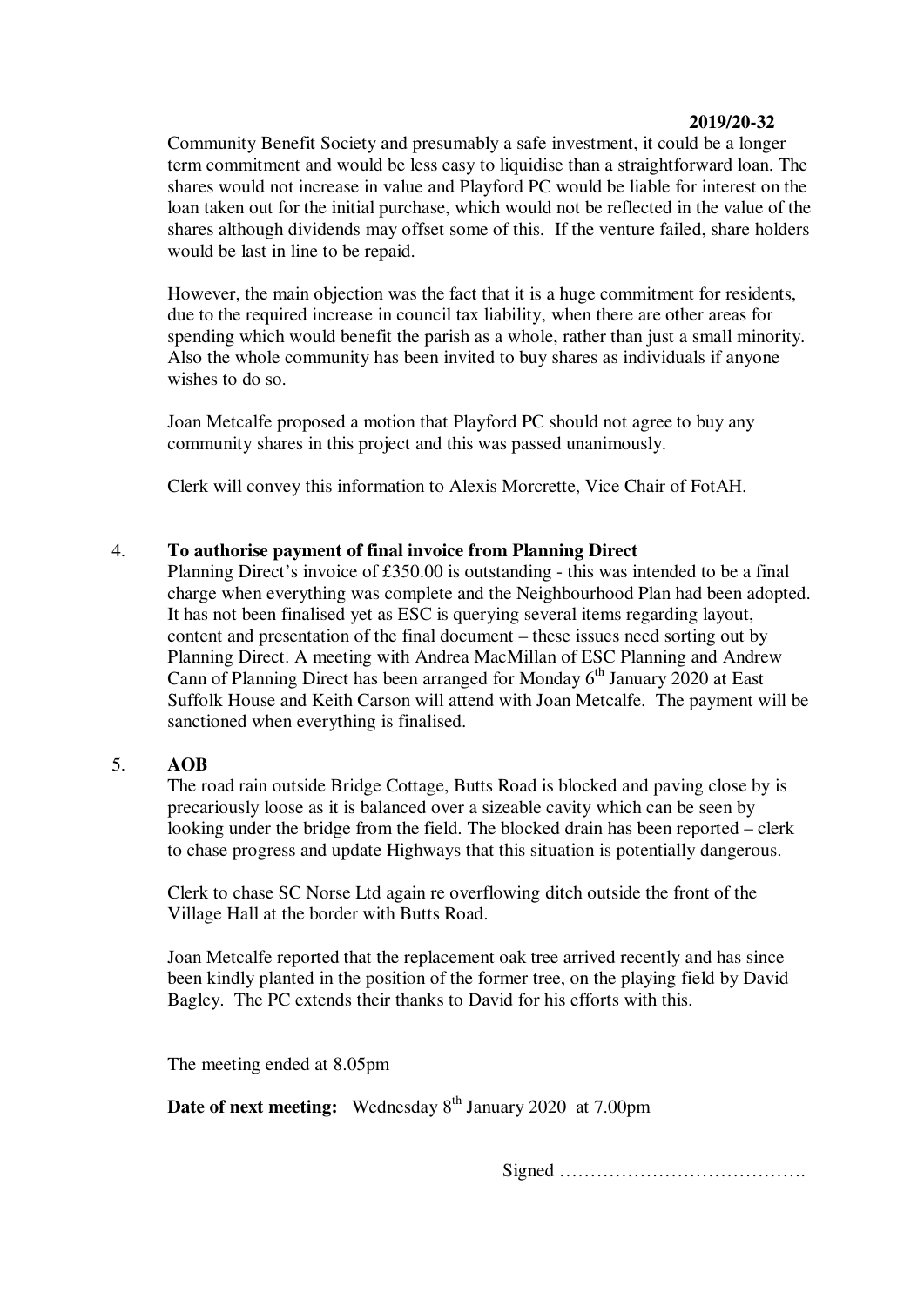**2019/20-32**

Community Benefit Society and presumably a safe investment, it could be a longer term commitment and would be less easy to liquidise than a straightforward loan. The shares would not increase in value and Playford PC would be liable for interest on the loan taken out for the initial purchase, which would not be reflected in the value of the shares although dividends may offset some of this. If the venture failed, share holders would be last in line to be repaid.

However, the main objection was the fact that it is a huge commitment for residents, due to the required increase in council tax liability, when there are other areas for spending which would benefit the parish as a whole, rather than just a small minority. Also the whole community has been invited to buy shares as individuals if anyone wishes to do so.

Joan Metcalfe proposed a motion that Playford PC should not agree to buy any community shares in this project and this was passed unanimously.

Clerk will convey this information to Alexis Morcrette, Vice Chair of FotAH.

4. **To authorise payment of final invoice from Planning Direct**

Planning Direct's invoice of £350.00 is outstanding - this was intended to be a final charge when everything was complete and the Neighbourhood Plan had been adopted. It has not been finalised yet as ESC is querying several items regarding layout, content and presentation of the final document – these issues need sorting out by Planning Direct. A meeting with Andrea MacMillan of ESC Planning and Andrew Cann of Planning Direct has been arranged for Monday 6th January 2020 at East Suffolk House and Keith Carson will attend with Joan Metcalfe. The payment will be sanctioned when everything is finalised.

5. **AOB**

The road rain outside Bridge Cottage, Butts Road is blocked and paving close by is precariously loose as it is balanced over a sizeable cavity which can be seen by looking under the bridge from the field. The blocked drain has been reported – clerk to chase progress and update Highways that this situation is potentially dangerous.

Clerk to chase SC Norse Ltd again re overflowing ditch outside the front of the Village Hall at the border with Butts Road.

Joan Metcalfe reported that the replacement oak tree arrived recently and has since been kindly planted in the position of the former tree, on the playing field by David Bagley. The PC extends their thanks to David for his efforts with this.

The meeting ended at 8.05pm

**Date of next meeting:** Wednesday 8th January 2020 at 7.00pm

Signed ………………………………….